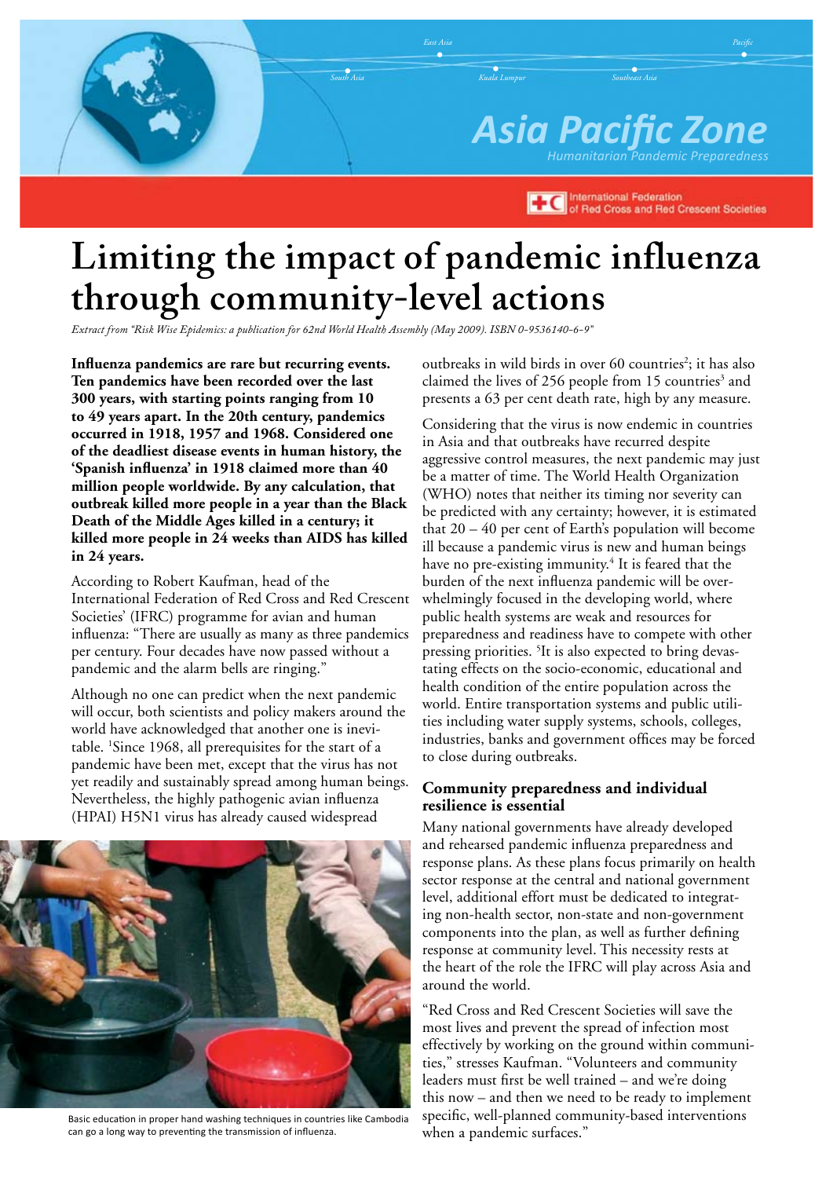Asia Pacific Zone

Humanitarian Pandemic Preparedness

International Federation of Red Cross and Red Crescent Societies

# Limiting the impact of pandemic influenza through community-level actions

*Extract from "Risk Wise Epidemics: a publication for 62nd World Health Assembly (May 2009). ISBN 0-9536140-6-9"*

**Influenza pandemics are rare but recurring events. Ten pandemics have been recorded over the last 300 years, with starting points ranging from 10 to 49 years apart. In the 20th century, pandemics occurred in 1918, 1957 and 1968. Considered one of the deadliest disease events in human history, the 'Spanish influenza' in 1918 claimed more than 40 million people worldwide. By any calculation, that outbreak killed more people in a year than the Black Death of the Middle Ages killed in a century; it killed more people in 24 weeks than AIDS has killed in 24 years.**

According to Robert Kaufman, head of the International Federation of Red Cross and Red Crescent Societies' (IFRC) programme for avian and human influenza: "There are usually as many as three pandemics per century. Four decades have now passed without a pandemic and the alarm bells are ringing."

Although no one can predict when the next pandemic will occur, both scientists and policy makers around the world have acknowledged that another one is inevitable. [1]Since 1968, all prerequisites for the start of a pandemic have been met, except that the virus has not yet readily and sustainably spread among human beings. Nevertheless, the highly pathogenic avian influenza (HPAI) H5N1 virus has already caused widespread outbreaks in wild birds in over 60 countries[2]; it has also claimed the lives of 256 people from 15 countries[3] and presents a 63 per cent death rate, high by any measure.

Basic education in proper hand washing techniques in countries like Cambodia can go a long way to preventing the transmission of influenza.

Considering that the virus is now endemic in countries in Asia and that outbreaks have recurred despite aggressive control measures, the next pandemic may just be a matter of time. The World Health Organization (WHO) notes that neither its timing nor severity can be predicted with any certainty; however, it is estimated that 20 – 40 per cent of Earth's population will become ill because a pandemic virus is new and human beings have no pre-existing immunity.[4] It is feared that the burden of the next influenza pandemic will be overwhelmingly focused in the developing world, where public health systems are weak and resources for preparedness and readiness have to compete with other pressing priorities. [5]It is also expected to bring devastating effects on the socio-economic, educational and health condition of the entire population across the world. Entire transportation systems and public utilities including water supply systems, schools, colleges, industries, banks and government offices may be forced to close during outbreaks.

## Community preparedness and individual resilience is essential

Many national governments have already developed and rehearsed pandemic influenza preparedness and response plans. As these plans focus primarily on health sector response at the central and national government level, additional effort must be dedicated to integrating non-health sector, non-state and non-government components into the plan, as well as further defining response at community level. This necessity rests at the heart of the role the IFRC will play across Asia and around the world.

"Red Cross and Red Crescent Societies will save the most lives and prevent the spread of infection most effectively by working on the ground within communities," stresses Kaufman. "Volunteers and community leaders must first be well trained – and we're doing this now – and then we need to be ready to implement specific, well-planned community-based interventions when a pandemic surfaces."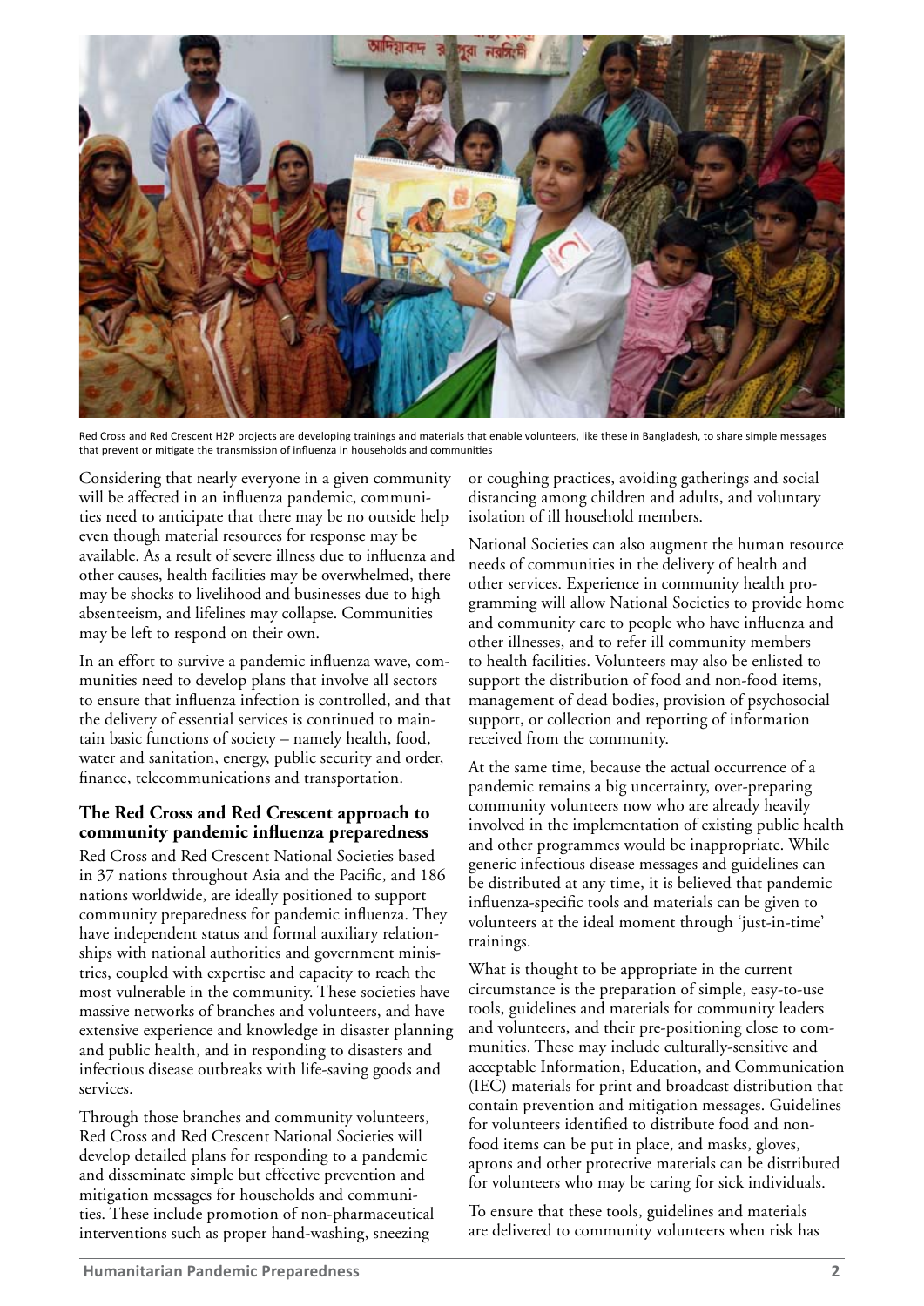Red Cross and Red Crescent H2P projects are developing trainings and materials that enable volunteers, like these in Bangladesh, to share simple messages that prevent or mitigate the transmission of influenza in households and communities

Considering that nearly everyone in a given community will be affected in an influenza pandemic, communities need to anticipate that there may be no outside help even though material resources for response may be available. As a result of severe illness due to influenza and other causes, health facilities may be overwhelmed, there may be shocks to livelihood and businesses due to high absenteeism, and lifelines may collapse. Communities may be left to respond on their own.

In an effort to survive a pandemic influenza wave, communities need to develop plans that involve all sectors to ensure that influenza infection is controlled, and that the delivery of essential services is continued to maintain basic functions of society – namely health, food, water and sanitation, energy, public security and order, finance, telecommunications and transportation.

## The Red Cross and Red Crescent approach to community pandemic influenza preparedness

Red Cross and Red Crescent National Societies based in 37 nations throughout Asia and the Pacific, and 186 nations worldwide, are ideally positioned to support community preparedness for pandemic influenza. They have independent status and formal auxiliary relationships with national authorities and government ministries, coupled with expertise and capacity to reach the most vulnerable in the community. These societies have massive networks of branches and volunteers, and have extensive experience and knowledge in disaster planning and public health, and in responding to disasters and infectious disease outbreaks with life-saving goods and services.

Through those branches and community volunteers, Red Cross and Red Crescent National Societies will develop detailed plans for responding to a pandemic and disseminate simple but effective prevention and mitigation messages for households and communities. These include promotion of non-pharmaceutical interventions such as proper hand-washing, sneezing or coughing practices, avoiding gatherings and social distancing among children and adults, and voluntary isolation of ill household members.

National Societies can also augment the human resource needs of communities in the delivery of health and other services. Experience in community health programming will allow National Societies to provide home and community care to people who have influenza and other illnesses, and to refer ill community members to health facilities. Volunteers may also be enlisted to support the distribution of food and non-food items, management of dead bodies, provision of psychosocial support, or collection and reporting of information received from the community.

At the same time, because the actual occurrence of a pandemic remains a big uncertainty, over-preparing community volunteers now who are already heavily involved in the implementation of existing public health and other programmes would be inappropriate. While generic infectious disease messages and guidelines can be distributed at any time, it is believed that pandemic influenza-specific tools and materials can be given to volunteers at the ideal moment through 'just-in-time' trainings.

What is thought to be appropriate in the current circumstance is the preparation of simple, easy-to-use tools, guidelines and materials for community leaders and volunteers, and their pre-positioning close to communities. These may include culturally-sensitive and acceptable Information, Education, and Communication (IEC) materials for print and broadcast distribution that contain prevention and mitigation messages. Guidelines for volunteers identified to distribute food and non-food items can be put in place, and masks, gloves, aprons and other protective materials can be distributed for volunteers who may be caring for sick individuals.

To ensure that these tools, guidelines and materials are delivered to community volunteers when risk has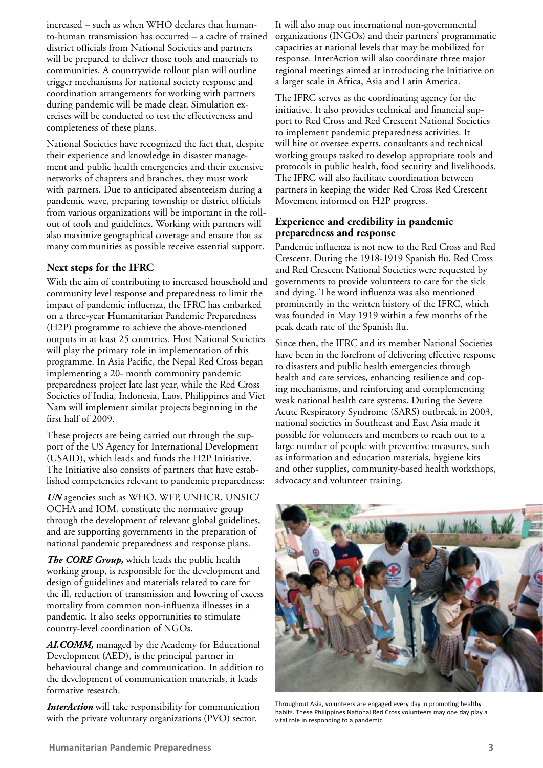increased – such as when WHO declares that human-to-human transmission has occurred – a cadre of trained district officials from National Societies and partners will be prepared to deliver those tools and materials to communities. A countrywide rollout plan will outline trigger mechanisms for national society response and coordination arrangements for working with partners during pandemic will be made clear. Simulation exercises will be conducted to test the effectiveness and completeness of these plans.

National Societies have recognized the fact that, despite their experience and knowledge in disaster management and public health emergencies and their extensive networks of chapters and branches, they must work with partners. Due to anticipated absenteeism during a pandemic wave, preparing township or district officials from various organizations will be important in the roll-out of tools and guidelines. Working with partners will also maximize geographical coverage and ensure that as many communities as possible receive essential support.

## Next steps for the IFRC

With the aim of contributing to increased household and community level response and preparedness to limit the impact of pandemic influenza, the IFRC has embarked on a three-year Humanitarian Pandemic Preparedness (H2P) programme to achieve the above-mentioned outputs in at least 25 countries. Host National Societies will play the primary role in implementation of this programme. In Asia Pacific, the Nepal Red Cross began implementing a 20- month community pandemic preparedness project late last year, while the Red Cross Societies of India, Indonesia, Laos, Philippines and Viet Nam will implement similar projects beginning in the first half of 2009.

These projects are being carried out through the support of the US Agency for International Development (USAID), which leads and funds the H2P Initiative. The Initiative also consists of partners that have established competencies relevant to pandemic preparedness:

***UN*** agencies such as WHO, WFP, UNHCR, UNSIC/OCHA and IOM, constitute the normative group through the development of relevant global guidelines, and are supporting governments in the preparation of national pandemic preparedness and response plans.

***The CORE Group,*** which leads the public health working group, is responsible for the development and design of guidelines and materials related to care for the ill, reduction of transmission and lowering of excess mortality from common non-influenza illnesses in a pandemic. It also seeks opportunities to stimulate country-level coordination of NGOs.

***AI.COMM,*** managed by the Academy for Educational Development (AED), is the principal partner in behavioural change and communication. In addition to the development of communication materials, it leads formative research.

***InterAction*** will take responsibility for communication with the private voluntary organizations (PVO) sector. It will also map out international non-governmental organizations (INGOs) and their partners' programmatic capacities at national levels that may be mobilized for response. InterAction will also coordinate three major regional meetings aimed at introducing the Initiative on a larger scale in Africa, Asia and Latin America.

The IFRC serves as the coordinating agency for the initiative. It also provides technical and financial support to Red Cross and Red Crescent National Societies to implement pandemic preparedness activities. It will hire or oversee experts, consultants and technical working groups tasked to develop appropriate tools and protocols in public health, food security and livelihoods. The IFRC will also facilitate coordination between partners in keeping the wider Red Cross Red Crescent Movement informed on H2P progress.

## Experience and credibility in pandemic preparedness and response

Pandemic influenza is not new to the Red Cross and Red Crescent. During the 1918-1919 Spanish flu, Red Cross and Red Crescent National Societies were requested by governments to provide volunteers to care for the sick and dying. The word influenza was also mentioned prominently in the written history of the IFRC, which was founded in May 1919 within a few months of the peak death rate of the Spanish flu.

Since then, the IFRC and its member National Societies have been in the forefront of delivering effective response to disasters and public health emergencies through health and care services, enhancing resilience and coping mechanisms, and reinforcing and complementing weak national health care systems. During the Severe Acute Respiratory Syndrome (SARS) outbreak in 2003, national societies in Southeast and East Asia made it possible for volunteers and members to reach out to a large number of people with preventive measures, such as information and education materials, hygiene kits and other supplies, community-based health workshops, advocacy and volunteer training.

Throughout Asia, volunteers are engaged every day in promoting healthy habits. These Philippines National Red Cross volunteers may one day play a vital role in responding to a pandemic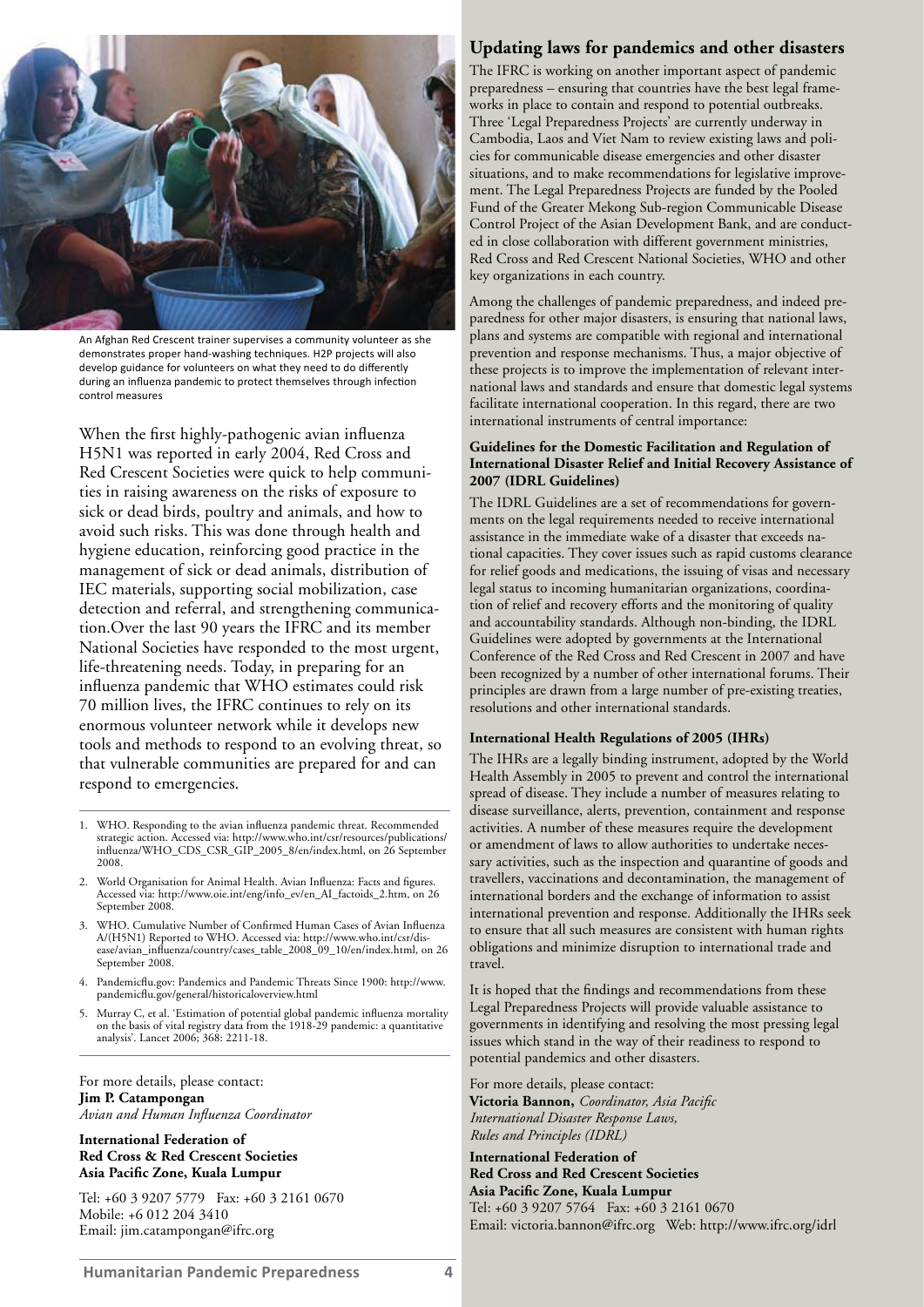An Afghan Red Crescent trainer supervises a community volunteer as she demonstrates proper hand-washing techniques. H2P projects will also develop guidance for volunteers on what they need to do differently during an influenza pandemic to protect themselves through infection control measures

When the first highly-pathogenic avian influenza H5N1 was reported in early 2004, Red Cross and Red Crescent Societies were quick to help communities in raising awareness on the risks of exposure to sick or dead birds, poultry and animals, and how to avoid such risks. This was done through health and hygiene education, reinforcing good practice in the management of sick or dead animals, distribution of IEC materials, supporting social mobilization, case detection and referral, and strengthening communication.Over the last 90 years the IFRC and its member National Societies have responded to the most urgent, life-threatening needs. Today, in preparing for an influenza pandemic that WHO estimates could risk 70 million lives, the IFRC continues to rely on its enormous volunteer network while it develops new tools and methods to respond to an evolving threat, so that vulnerable communities are prepared for and can respond to emergencies.

1. WHO. Responding to the avian influenza pandemic threat. Recommended strategic action. Accessed via: http://www.who.int/csr/resources/publications/influenza/WHO_CDS_CSR_GIP_2005_8/en/index.html, on 26 September 2008.
2. World Organisation for Animal Health. Avian Influenza: Facts and figures. Accessed via: http://www.oie.int/eng/info_ev/en_AI_factoids_2.htm, on 26 September 2008.
3. WHO. Cumulative Number of Confirmed Human Cases of Avian Influenza A/(H5N1) Reported to WHO. Accessed via: http://www.who.int/csr/disease/avian_influenza/country/cases_table_2008_09_10/en/index.html, on 26 September 2008.
4. Pandemicflu.gov: Pandemics and Pandemic Threats Since 1900: http://www.pandemicflu.gov/general/historicaloverview.html
5. Murray C, et al. 'Estimation of potential global pandemic influenza mortality on the basis of vital registry data from the 1918-29 pandemic: a quantitative analysis'. Lancet 2006; 368: 2211-18.

For more details, please contact:
**Jim P. Catampongan**
*Avian and Human Influenza Coordinator*

**International Federation of Red Cross & Red Crescent Societies Asia Pacific Zone, Kuala Lumpur**

Tel: +60 3 9207 5779 Fax: +60 3 2161 0670
Mobile: +6 012 204 3410
Email: jim.catampongan@ifrc.org

## Updating laws for pandemics and other disasters

The IFRC is working on another important aspect of pandemic preparedness – ensuring that countries have the best legal frameworks in place to contain and respond to potential outbreaks. Three 'Legal Preparedness Projects' are currently underway in Cambodia, Laos and Viet Nam to review existing laws and policies for communicable disease emergencies and other disaster situations, and to make recommendations for legislative improvement. The Legal Preparedness Projects are funded by the Pooled Fund of the Greater Mekong Sub-region Communicable Disease Control Project of the Asian Development Bank, and are conducted in close collaboration with different government ministries, Red Cross and Red Crescent National Societies, WHO and other key organizations in each country.

Among the challenges of pandemic preparedness, and indeed preparedness for other major disasters, is ensuring that national laws, plans and systems are compatible with regional and international prevention and response mechanisms. Thus, a major objective of these projects is to improve the implementation of relevant international laws and standards and ensure that domestic legal systems facilitate international cooperation. In this regard, there are two international instruments of central importance:

#### Guidelines for the Domestic Facilitation and Regulation of International Disaster Relief and Initial Recovery Assistance of 2007 (IDRL Guidelines)

The IDRL Guidelines are a set of recommendations for governments on the legal requirements needed to receive international assistance in the immediate wake of a disaster that exceeds national capacities. They cover issues such as rapid customs clearance for relief goods and medications, the issuing of visas and necessary legal status to incoming humanitarian organizations, coordination of relief and recovery efforts and the monitoring of quality and accountability standards. Although non-binding, the IDRL Guidelines were adopted by governments at the International Conference of the Red Cross and Red Crescent in 2007 and have been recognized by a number of other international forums. Their principles are drawn from a large number of pre-existing treaties, resolutions and other international standards.

#### International Health Regulations of 2005 (IHRs)

The IHRs are a legally binding instrument, adopted by the World Health Assembly in 2005 to prevent and control the international spread of disease. They include a number of measures relating to disease surveillance, alerts, prevention, containment and response activities. A number of these measures require the development or amendment of laws to allow authorities to undertake necessary activities, such as the inspection and quarantine of goods and travellers, vaccinations and decontamination, the management of international borders and the exchange of information to assist international prevention and response. Additionally the IHRs seek to ensure that all such measures are consistent with human rights obligations and minimize disruption to international trade and travel.

It is hoped that the findings and recommendations from these Legal Preparedness Projects will provide valuable assistance to governments in identifying and resolving the most pressing legal issues which stand in the way of their readiness to respond to potential pandemics and other disasters.

For more details, please contact:
**Victoria Bannon,** *Coordinator, Asia Pacific International Disaster Response Laws, Rules and Principles (IDRL)*

**International Federation of Red Cross and Red Crescent Societies Asia Pacific Zone, Kuala Lumpur**
Tel: +60 3 9207 5764 Fax: +60 3 2161 0670
Email: victoria.bannon@ifrc.org Web: http://www.ifrc.org/idrl